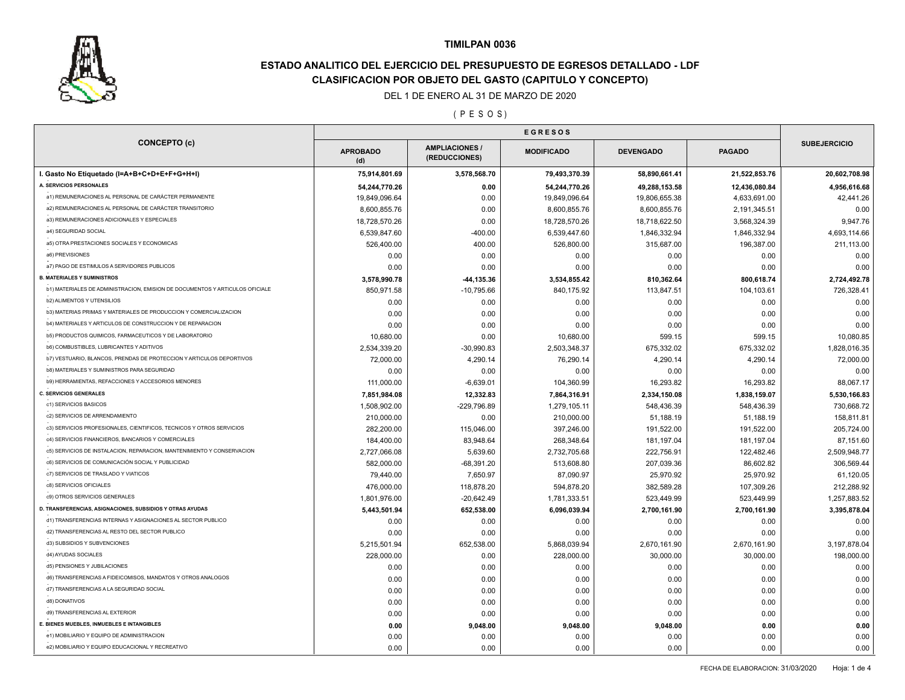# TIMILPAN 0036

## ESTADO ANALITICO DEL EJERCICIO DEL PRESUPUESTO DE EGRESOS DETALLADO - LDF

## CLASIFICACION POR OBJETO DEL GASTO (CAPITULO Y CONCEPTO)

DEL 1 DE ENERO AL 31 DE MARZO DE 2020

( P E S O S )

| CONCEPTO (c) | EGRESOS | | | | | SUBEJERCICIO |
|---|---|---|---|---|---|---|
| | APROBADO (d) | AMPLIACIONES / (REDUCCIONES) | MODIFICADO | DEVENGADO | PAGADO | |
| **I. Gasto No Etiquetado (I=A+B+C+D+E+F+G+H+I)** | **75,914,801.69** | **3,578,568.70** | **79,493,370.39** | **58,890,661.41** | **21,522,853.76** | **20,602,708.98** |
| **A. SERVICIOS PERSONALES** | **54,244,770.26** | **0.00** | **54,244,770.26** | **49,288,153.58** | **12,436,080.84** | **4,956,616.68** |
| a1) REMUNERACIONES AL PERSONAL DE CARÁCTER PERMANENTE | 19,849,096.64 | 0.00 | 19,849,096.64 | 19,806,655.38 | 4,633,691.00 | 42,441.26 |
| a2) REMUNERACIONES AL PERSONAL DE CARÁCTER TRANSITORIO | 8,600,855.76 | 0.00 | 8,600,855.76 | 8,600,855.76 | 2,191,345.51 | 0.00 |
| a3) REMUNERACIONES ADICIONALES Y ESPECIALES | 18,728,570.26 | 0.00 | 18,728,570.26 | 18,718,622.50 | 3,568,324.39 | 9,947.76 |
| a4) SEGURIDAD SOCIAL | 6,539,847.60 | -400.00 | 6,539,447.60 | 1,846,332.94 | 1,846,332.94 | 4,693,114.66 |
| a5) OTRA PRESTACIONES SOCIALES Y ECONOMICAS | 526,400.00 | 400.00 | 526,800.00 | 315,687.00 | 196,387.00 | 211,113.00 |
| a6) PREVISIONES | 0.00 | 0.00 | 0.00 | 0.00 | 0.00 | 0.00 |
| a7) PAGO DE ESTIMULOS A SERVIDORES PUBLICOS | 0.00 | 0.00 | 0.00 | 0.00 | 0.00 | 0.00 |
| **B. MATERIALES Y SUMINISTROS** | **3,578,990.78** | **-44,135.36** | **3,534,855.42** | **810,362.64** | **800,618.74** | **2,724,492.78** |
| b1) MATERIALES DE ADMINISTRACION, EMISION DE DOCUMENTOS Y ARTICULOS OFICIALE | 850,971.58 | -10,795.66 | 840,175.92 | 113,847.51 | 104,103.61 | 726,328.41 |
| b2) ALIMENTOS Y UTENSILIOS | 0.00 | 0.00 | 0.00 | 0.00 | 0.00 | 0.00 |
| b3) MATERIAS PRIMAS Y MATERIALES DE PRODUCCION Y COMERCIALIZACION | 0.00 | 0.00 | 0.00 | 0.00 | 0.00 | 0.00 |
| b4) MATERIALES Y ARTICULOS DE CONSTRUCCION Y DE REPARACION | 0.00 | 0.00 | 0.00 | 0.00 | 0.00 | 0.00 |
| b5) PRODUCTOS QUIMICOS, FARMACEUTICOS Y DE LABORATORIO | 10,680.00 | 0.00 | 10,680.00 | 599.15 | 599.15 | 10,080.85 |
| b6) COMBUSTIBLES, LUBRICANTES Y ADITIVOS | 2,534,339.20 | -30,990.83 | 2,503,348.37 | 675,332.02 | 675,332.02 | 1,828,016.35 |
| b7) VESTUARIO, BLANCOS, PRENDAS DE PROTECCION Y ARTICULOS DEPORTIVOS | 72,000.00 | 4,290.14 | 76,290.14 | 4,290.14 | 4,290.14 | 72,000.00 |
| b8) MATERIALES Y SUMINISTROS PARA SEGURIDAD | 0.00 | 0.00 | 0.00 | 0.00 | 0.00 | 0.00 |
| b9) HERRAMIENTAS, REFACCIONES Y ACCESORIOS MENORES | 111,000.00 | -6,639.01 | 104,360.99 | 16,293.82 | 16,293.82 | 88,067.17 |
| **C. SERVICIOS GENERALES** | **7,851,984.08** | **12,332.83** | **7,864,316.91** | **2,334,150.08** | **1,838,159.07** | **5,530,166.83** |
| c1) SERVICIOS BASICOS | 1,508,902.00 | -229,796.89 | 1,279,105.11 | 548,436.39 | 548,436.39 | 730,668.72 |
| c2) SERVICIOS DE ARRENDAMIENTO | 210,000.00 | 0.00 | 210,000.00 | 51,188.19 | 51,188.19 | 158,811.81 |
| c3) SERVICIOS PROFESIONALES, CIENTIFICOS, TECNICOS Y OTROS SERVICIOS | 282,200.00 | 115,046.00 | 397,246.00 | 191,522.00 | 191,522.00 | 205,724.00 |
| c4) SERVICIOS FINANCIEROS, BANCARIOS Y COMERCIALES | 184,400.00 | 83,948.64 | 268,348.64 | 181,197.04 | 181,197.04 | 87,151.60 |
| c5) SERVICIOS DE INSTALACION, REPARACION, MANTENIMIENTO Y CONSERVACION | 2,727,066.08 | 5,639.60 | 2,732,705.68 | 222,756.91 | 122,482.46 | 2,509,948.77 |
| c6) SERVICIOS DE COMUNICACIÓN SOCIAL Y PUBLICIDAD | 582,000.00 | -68,391.20 | 513,608.80 | 207,039.36 | 86,602.82 | 306,569.44 |
| c7) SERVICIOS DE TRASLADO Y VIATICOS | 79,440.00 | 7,650.97 | 87,090.97 | 25,970.92 | 25,970.92 | 61,120.05 |
| c8) SERVICIOS OFICIALES | 476,000.00 | 118,878.20 | 594,878.20 | 382,589.28 | 107,309.26 | 212,288.92 |
| c9) OTROS SERVICIOS GENERALES | 1,801,976.00 | -20,642.49 | 1,781,333.51 | 523,449.99 | 523,449.99 | 1,257,883.52 |
| **D. TRANSFERENCIAS, ASIGNACIONES, SUBSIDIOS Y OTRAS AYUDAS** | **5,443,501.94** | **652,538.00** | **6,096,039.94** | **2,700,161.90** | **2,700,161.90** | **3,395,878.04** |
| d1) TRANSFERENCIAS INTERNAS Y ASIGNACIONES AL SECTOR PUBLICO | 0.00 | 0.00 | 0.00 | 0.00 | 0.00 | 0.00 |
| d2) TRANSFERENCIAS AL RESTO DEL SECTOR PUBLICO | 0.00 | 0.00 | 0.00 | 0.00 | 0.00 | 0.00 |
| d3) SUBSIDIOS Y SUBVENCIONES | 5,215,501.94 | 652,538.00 | 5,868,039.94 | 2,670,161.90 | 2,670,161.90 | 3,197,878.04 |
| d4) AYUDAS SOCIALES | 228,000.00 | 0.00 | 228,000.00 | 30,000.00 | 30,000.00 | 198,000.00 |
| d5) PENSIONES Y JUBILACIONES | 0.00 | 0.00 | 0.00 | 0.00 | 0.00 | 0.00 |
| d6) TRANSFERENCIAS A FIDEICOMISOS, MANDATOS Y OTROS ANALOGOS | 0.00 | 0.00 | 0.00 | 0.00 | 0.00 | 0.00 |
| d7) TRANSFERENCIAS A LA SEGURIDAD SOCIAL | 0.00 | 0.00 | 0.00 | 0.00 | 0.00 | 0.00 |
| d8) DONATIVOS | 0.00 | 0.00 | 0.00 | 0.00 | 0.00 | 0.00 |
| d9) TRANSFERENCIAS AL EXTERIOR | 0.00 | 0.00 | 0.00 | 0.00 | 0.00 | 0.00 |
| **E. BIENES MUEBLES, INMUEBLES E INTANGIBLES** | **0.00** | **9,048.00** | **9,048.00** | **9,048.00** | **0.00** | **0.00** |
| e1) MOBILIARIO Y EQUIPO DE ADMINISTRACION | 0.00 | 0.00 | 0.00 | 0.00 | 0.00 | 0.00 |
| e2) MOBILIARIO Y EQUIPO EDUCACIONAL Y RECREATIVO | 0.00 | 0.00 | 0.00 | 0.00 | 0.00 | 0.00 |

FECHA DE ELABORACION: 31/03/2020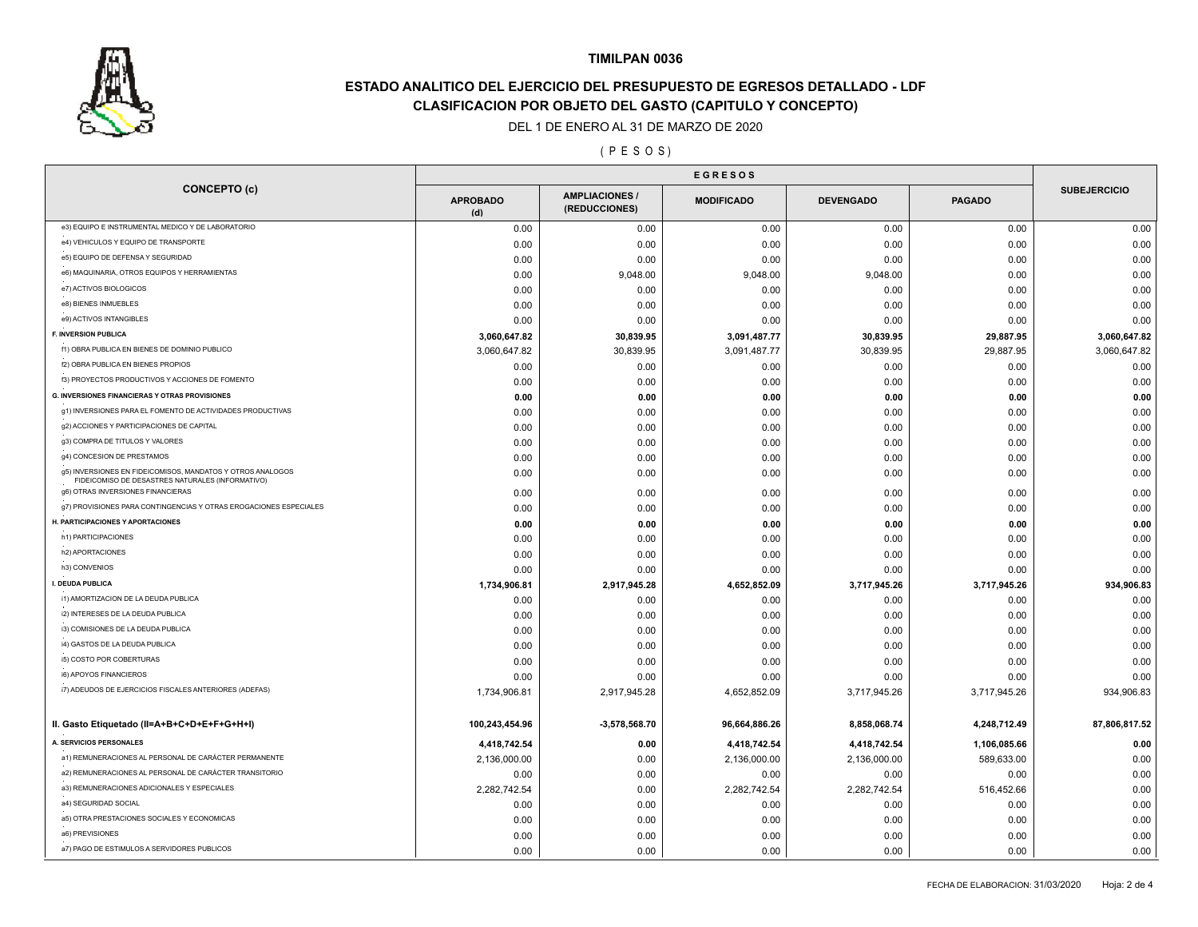**TIMILPAN 0036**

## ESTADO ANALITICO DEL EJERCICIO DEL PRESUPUESTO DE EGRESOS DETALLADO - LDF
## CLASIFICACION POR OBJETO DEL GASTO (CAPITULO Y CONCEPTO)

DEL 1 DE ENERO AL 31 DE MARZO DE 2020

( P E S O S )

| CONCEPTO (c) | EGRESOS | | | | | SUBEJERCICIO |
|---|---|---|---|---|---|---|
| | APROBADO (d) | AMPLIACIONES / (REDUCCIONES) | MODIFICADO | DEVENGADO | PAGADO | |
| e3) EQUIPO E INSTRUMENTAL MEDICO Y DE LABORATORIO | 0.00 | 0.00 | 0.00 | 0.00 | 0.00 | 0.00 |
| e4) VEHICULOS Y EQUIPO DE TRANSPORTE | 0.00 | 0.00 | 0.00 | 0.00 | 0.00 | 0.00 |
| e5) EQUIPO DE DEFENSA Y SEGURIDAD | 0.00 | 0.00 | 0.00 | 0.00 | 0.00 | 0.00 |
| e6) MAQUINARIA, OTROS EQUIPOS Y HERRAMIENTAS | 0.00 | 9,048.00 | 9,048.00 | 9,048.00 | 0.00 | 0.00 |
| e7) ACTIVOS BIOLOGICOS | 0.00 | 0.00 | 0.00 | 0.00 | 0.00 | 0.00 |
| e8) BIENES INMUEBLES | 0.00 | 0.00 | 0.00 | 0.00 | 0.00 | 0.00 |
| e9) ACTIVOS INTANGIBLES | 0.00 | 0.00 | 0.00 | 0.00 | 0.00 | 0.00 |
| **F. INVERSION PUBLICA** | **3,060,647.82** | **30,839.95** | **3,091,487.77** | **30,839.95** | **29,887.95** | **3,060,647.82** |
| f1) OBRA PUBLICA EN BIENES DE DOMINIO PUBLICO | 3,060,647.82 | 30,839.95 | 3,091,487.77 | 30,839.95 | 29,887.95 | 3,060,647.82 |
| f2) OBRA PUBLICA EN BIENES PROPIOS | 0.00 | 0.00 | 0.00 | 0.00 | 0.00 | 0.00 |
| f3) PROYECTOS PRODUCTIVOS Y ACCIONES DE FOMENTO | 0.00 | 0.00 | 0.00 | 0.00 | 0.00 | 0.00 |
| **G. INVERSIONES FINANCIERAS Y OTRAS PROVISIONES** | **0.00** | **0.00** | **0.00** | **0.00** | **0.00** | **0.00** |
| g1) INVERSIONES PARA EL FOMENTO DE ACTIVIDADES PRODUCTIVAS | 0.00 | 0.00 | 0.00 | 0.00 | 0.00 | 0.00 |
| g2) ACCIONES Y PARTICIPACIONES DE CAPITAL | 0.00 | 0.00 | 0.00 | 0.00 | 0.00 | 0.00 |
| g3) COMPRA DE TITULOS Y VALORES | 0.00 | 0.00 | 0.00 | 0.00 | 0.00 | 0.00 |
| g4) CONCESION DE PRESTAMOS | 0.00 | 0.00 | 0.00 | 0.00 | 0.00 | 0.00 |
| g5) INVERSIONES EN FIDEICOMISOS, MANDATOS Y OTROS ANALOGOS FIDEICOMISO DE DESASTRES NATURALES (INFORMATIVO) | 0.00 | 0.00 | 0.00 | 0.00 | 0.00 | 0.00 |
| g6) OTRAS INVERSIONES FINANCIERAS | 0.00 | 0.00 | 0.00 | 0.00 | 0.00 | 0.00 |
| g7) PROVISIONES PARA CONTINGENCIAS Y OTRAS EROGACIONES ESPECIALES | 0.00 | 0.00 | 0.00 | 0.00 | 0.00 | 0.00 |
| **H. PARTICIPACIONES Y APORTACIONES** | **0.00** | **0.00** | **0.00** | **0.00** | **0.00** | **0.00** |
| h1) PARTICIPACIONES | 0.00 | 0.00 | 0.00 | 0.00 | 0.00 | 0.00 |
| h2) APORTACIONES | 0.00 | 0.00 | 0.00 | 0.00 | 0.00 | 0.00 |
| h3) CONVENIOS | 0.00 | 0.00 | 0.00 | 0.00 | 0.00 | 0.00 |
| **I. DEUDA PUBLICA** | **1,734,906.81** | **2,917,945.28** | **4,652,852.09** | **3,717,945.26** | **3,717,945.26** | **934,906.83** |
| i1) AMORTIZACION DE LA DEUDA PUBLICA | 0.00 | 0.00 | 0.00 | 0.00 | 0.00 | 0.00 |
| i2) INTERESES DE LA DEUDA PUBLICA | 0.00 | 0.00 | 0.00 | 0.00 | 0.00 | 0.00 |
| i3) COMISIONES DE LA DEUDA PUBLICA | 0.00 | 0.00 | 0.00 | 0.00 | 0.00 | 0.00 |
| i4) GASTOS DE LA DEUDA PUBLICA | 0.00 | 0.00 | 0.00 | 0.00 | 0.00 | 0.00 |
| i5) COSTO POR COBERTURAS | 0.00 | 0.00 | 0.00 | 0.00 | 0.00 | 0.00 |
| i6) APOYOS FINANCIEROS | 0.00 | 0.00 | 0.00 | 0.00 | 0.00 | 0.00 |
| i7) ADEUDOS DE EJERCICIOS FISCALES ANTERIORES (ADEFAS) | 1,734,906.81 | 2,917,945.28 | 4,652,852.09 | 3,717,945.26 | 3,717,945.26 | 934,906.83 |
| **II. Gasto Etiquetado (II=A+B+C+D+E+F+G+H+I)** | **100,243,454.96** | **-3,578,568.70** | **96,664,886.26** | **8,858,068.74** | **4,248,712.49** | **87,806,817.52** |
| **A. SERVICIOS PERSONALES** | **4,418,742.54** | **0.00** | **4,418,742.54** | **4,418,742.54** | **1,106,085.66** | **0.00** |
| a1) REMUNERACIONES AL PERSONAL DE CARÁCTER PERMANENTE | 2,136,000.00 | 0.00 | 2,136,000.00 | 2,136,000.00 | 589,633.00 | 0.00 |
| a2) REMUNERACIONES AL PERSONAL DE CARÁCTER TRANSITORIO | 0.00 | 0.00 | 0.00 | 0.00 | 0.00 | 0.00 |
| a3) REMUNERACIONES ADICIONALES Y ESPECIALES | 2,282,742.54 | 0.00 | 2,282,742.54 | 2,282,742.54 | 516,452.66 | 0.00 |
| a4) SEGURIDAD SOCIAL | 0.00 | 0.00 | 0.00 | 0.00 | 0.00 | 0.00 |
| a5) OTRA PRESTACIONES SOCIALES Y ECONOMICAS | 0.00 | 0.00 | 0.00 | 0.00 | 0.00 | 0.00 |
| a6) PREVISIONES | 0.00 | 0.00 | 0.00 | 0.00 | 0.00 | 0.00 |
| a7) PAGO DE ESTIMULOS A SERVIDORES PUBLICOS | 0.00 | 0.00 | 0.00 | 0.00 | 0.00 | 0.00 |

FECHA DE ELABORACION: 31/03/2020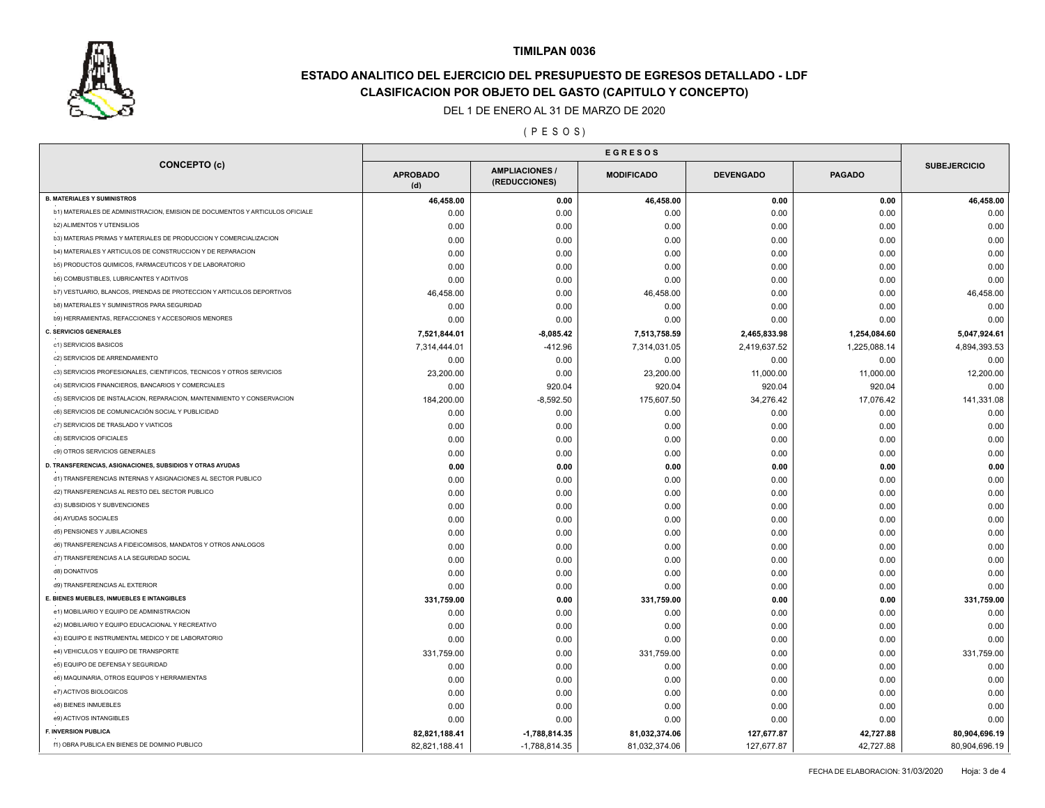# TIMILPAN 0036

## ESTADO ANALITICO DEL EJERCICIO DEL PRESUPUESTO DE EGRESOS DETALLADO - LDF

## CLASIFICACION POR OBJETO DEL GASTO (CAPITULO Y CONCEPTO)

DEL 1 DE ENERO AL 31 DE MARZO DE 2020

( P E S O S )

| CONCEPTO (c) | EGRESOS | | | | | SUBEJERCICIO |
|---|---|---|---|---|---|---|
| | APROBADO (d) | AMPLIACIONES / (REDUCCIONES) | MODIFICADO | DEVENGADO | PAGADO | |
| **B. MATERIALES Y SUMINISTROS** | **46,458.00** | **0.00** | **46,458.00** | **0.00** | **0.00** | **46,458.00** |
| b1) MATERIALES DE ADMINISTRACION, EMISION DE DOCUMENTOS Y ARTICULOS OFICIALE | 0.00 | 0.00 | 0.00 | 0.00 | 0.00 | 0.00 |
| b2) ALIMENTOS Y UTENSILIOS | 0.00 | 0.00 | 0.00 | 0.00 | 0.00 | 0.00 |
| b3) MATERIAS PRIMAS Y MATERIALES DE PRODUCCION Y COMERCIALIZACION | 0.00 | 0.00 | 0.00 | 0.00 | 0.00 | 0.00 |
| b4) MATERIALES Y ARTICULOS DE CONSTRUCCION Y DE REPARACION | 0.00 | 0.00 | 0.00 | 0.00 | 0.00 | 0.00 |
| b5) PRODUCTOS QUIMICOS, FARMACEUTICOS Y DE LABORATORIO | 0.00 | 0.00 | 0.00 | 0.00 | 0.00 | 0.00 |
| b6) COMBUSTIBLES, LUBRICANTES Y ADITIVOS | 0.00 | 0.00 | 0.00 | 0.00 | 0.00 | 0.00 |
| b7) VESTUARIO, BLANCOS, PRENDAS DE PROTECCION Y ARTICULOS DEPORTIVOS | 46,458.00 | 0.00 | 46,458.00 | 0.00 | 0.00 | 46,458.00 |
| b8) MATERIALES Y SUMINISTROS PARA SEGURIDAD | 0.00 | 0.00 | 0.00 | 0.00 | 0.00 | 0.00 |
| b9) HERRAMIENTAS, REFACCIONES Y ACCESORIOS MENORES | 0.00 | 0.00 | 0.00 | 0.00 | 0.00 | 0.00 |
| **C. SERVICIOS GENERALES** | **7,521,844.01** | **-8,085.42** | **7,513,758.59** | **2,465,833.98** | **1,254,084.60** | **5,047,924.61** |
| c1) SERVICIOS BASICOS | 7,314,444.01 | -412.96 | 7,314,031.05 | 2,419,637.52 | 1,225,088.14 | 4,894,393.53 |
| c2) SERVICIOS DE ARRENDAMIENTO | 0.00 | 0.00 | 0.00 | 0.00 | 0.00 | 0.00 |
| c3) SERVICIOS PROFESIONALES, CIENTIFICOS, TECNICOS Y OTROS SERVICIOS | 23,200.00 | 0.00 | 23,200.00 | 11,000.00 | 11,000.00 | 12,200.00 |
| c4) SERVICIOS FINANCIEROS, BANCARIOS Y COMERCIALES | 0.00 | 920.04 | 920.04 | 920.04 | 920.04 | 0.00 |
| c5) SERVICIOS DE INSTALACION, REPARACION, MANTENIMIENTO Y CONSERVACION | 184,200.00 | -8,592.50 | 175,607.50 | 34,276.42 | 17,076.42 | 141,331.08 |
| c6) SERVICIOS DE COMUNICACIÓN SOCIAL Y PUBLICIDAD | 0.00 | 0.00 | 0.00 | 0.00 | 0.00 | 0.00 |
| c7) SERVICIOS DE TRASLADO Y VIATICOS | 0.00 | 0.00 | 0.00 | 0.00 | 0.00 | 0.00 |
| c8) SERVICIOS OFICIALES | 0.00 | 0.00 | 0.00 | 0.00 | 0.00 | 0.00 |
| c9) OTROS SERVICIOS GENERALES | 0.00 | 0.00 | 0.00 | 0.00 | 0.00 | 0.00 |
| **D. TRANSFERENCIAS, ASIGNACIONES, SUBSIDIOS Y OTRAS AYUDAS** | **0.00** | **0.00** | **0.00** | **0.00** | **0.00** | **0.00** |
| d1) TRANSFERENCIAS INTERNAS Y ASIGNACIONES AL SECTOR PUBLICO | 0.00 | 0.00 | 0.00 | 0.00 | 0.00 | 0.00 |
| d2) TRANSFERENCIAS AL RESTO DEL SECTOR PUBLICO | 0.00 | 0.00 | 0.00 | 0.00 | 0.00 | 0.00 |
| d3) SUBSIDIOS Y SUBVENCIONES | 0.00 | 0.00 | 0.00 | 0.00 | 0.00 | 0.00 |
| d4) AYUDAS SOCIALES | 0.00 | 0.00 | 0.00 | 0.00 | 0.00 | 0.00 |
| d5) PENSIONES Y JUBILACIONES | 0.00 | 0.00 | 0.00 | 0.00 | 0.00 | 0.00 |
| d6) TRANSFERENCIAS A FIDEICOMISOS, MANDATOS Y OTROS ANALOGOS | 0.00 | 0.00 | 0.00 | 0.00 | 0.00 | 0.00 |
| d7) TRANSFERENCIAS A LA SEGURIDAD SOCIAL | 0.00 | 0.00 | 0.00 | 0.00 | 0.00 | 0.00 |
| d8) DONATIVOS | 0.00 | 0.00 | 0.00 | 0.00 | 0.00 | 0.00 |
| d9) TRANSFERENCIAS AL EXTERIOR | 0.00 | 0.00 | 0.00 | 0.00 | 0.00 | 0.00 |
| **E. BIENES MUEBLES, INMUEBLES E INTANGIBLES** | **331,759.00** | **0.00** | **331,759.00** | **0.00** | **0.00** | **331,759.00** |
| e1) MOBILIARIO Y EQUIPO DE ADMINISTRACION | 0.00 | 0.00 | 0.00 | 0.00 | 0.00 | 0.00 |
| e2) MOBILIARIO Y EQUIPO EDUCACIONAL Y RECREATIVO | 0.00 | 0.00 | 0.00 | 0.00 | 0.00 | 0.00 |
| e3) EQUIPO E INSTRUMENTAL MEDICO Y DE LABORATORIO | 0.00 | 0.00 | 0.00 | 0.00 | 0.00 | 0.00 |
| e4) VEHICULOS Y EQUIPO DE TRANSPORTE | 331,759.00 | 0.00 | 331,759.00 | 0.00 | 0.00 | 331,759.00 |
| e5) EQUIPO DE DEFENSA Y SEGURIDAD | 0.00 | 0.00 | 0.00 | 0.00 | 0.00 | 0.00 |
| e6) MAQUINARIA, OTROS EQUIPOS Y HERRAMIENTAS | 0.00 | 0.00 | 0.00 | 0.00 | 0.00 | 0.00 |
| e7) ACTIVOS BIOLOGICOS | 0.00 | 0.00 | 0.00 | 0.00 | 0.00 | 0.00 |
| e8) BIENES INMUEBLES | 0.00 | 0.00 | 0.00 | 0.00 | 0.00 | 0.00 |
| e9) ACTIVOS INTANGIBLES | 0.00 | 0.00 | 0.00 | 0.00 | 0.00 | 0.00 |
| **F. INVERSION PUBLICA** | **82,821,188.41** | **-1,788,814.35** | **81,032,374.06** | **127,677.87** | **42,727.88** | **80,904,696.19** |
| f1) OBRA PUBLICA EN BIENES DE DOMINIO PUBLICO | 82,821,188.41 | -1,788,814.35 | 81,032,374.06 | 127,677.87 | 42,727.88 | 80,904,696.19 |

FECHA DE ELABORACION: 31/03/2020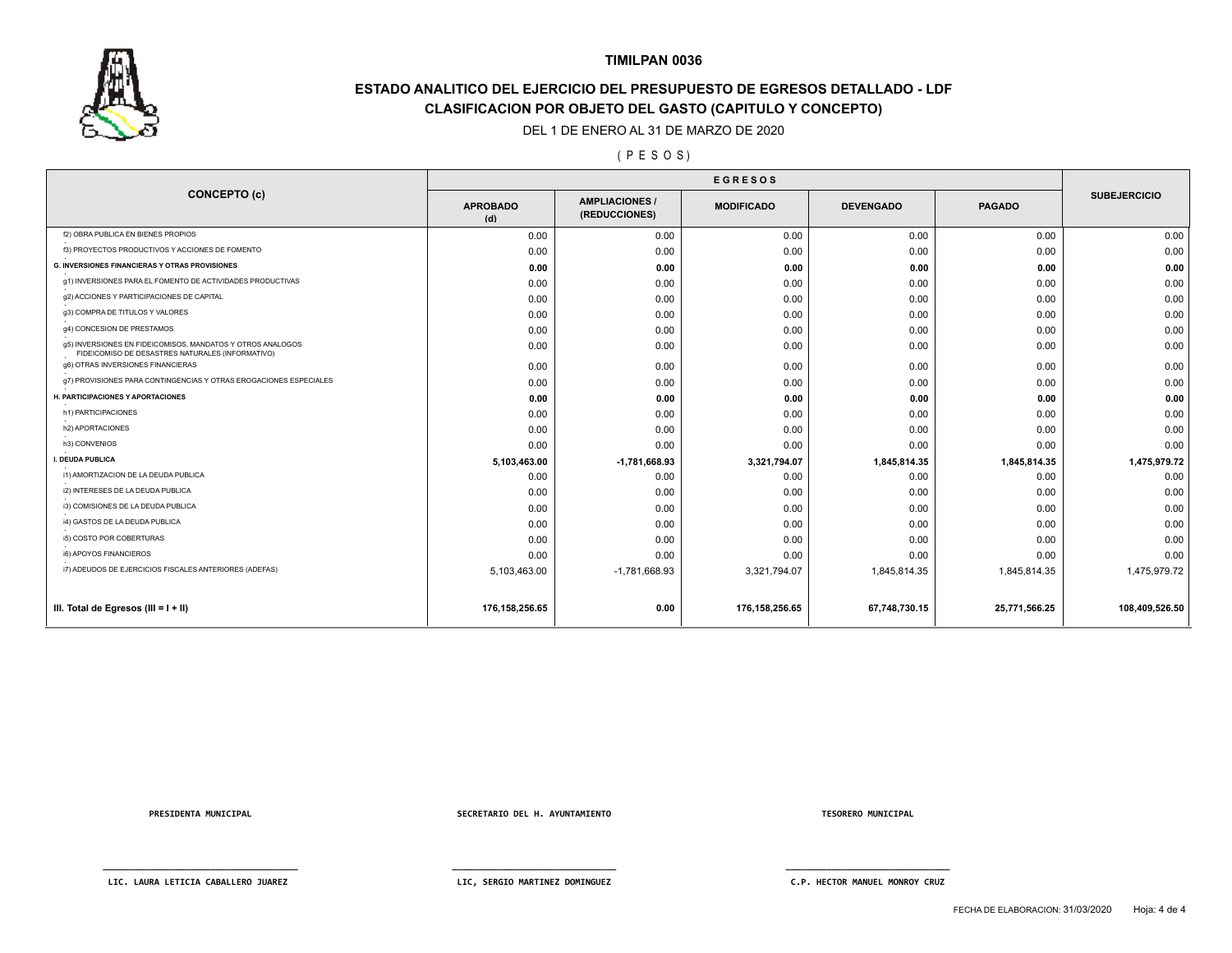**TIMILPAN 0036**

## ESTADO ANALITICO DEL EJERCICIO DEL PRESUPUESTO DE EGRESOS DETALLADO - LDF
## CLASIFICACION POR OBJETO DEL GASTO (CAPITULO Y CONCEPTO)

DEL 1 DE ENERO AL 31 DE MARZO DE 2020

( P E S O S )

| CONCEPTO (c) | EGRESOS | | | | | SUBEJERCICIO |
|---|---|---|---|---|---|---|
| | APROBADO (d) | AMPLIACIONES / (REDUCCIONES) | MODIFICADO | DEVENGADO | PAGADO | |
| f2) OBRA PUBLICA EN BIENES PROPIOS | 0.00 | 0.00 | 0.00 | 0.00 | 0.00 | 0.00 |
| f3) PROYECTOS PRODUCTIVOS Y ACCIONES DE FOMENTO | 0.00 | 0.00 | 0.00 | 0.00 | 0.00 | 0.00 |
| **G. INVERSIONES FINANCIERAS Y OTRAS PROVISIONES** | **0.00** | **0.00** | **0.00** | **0.00** | **0.00** | **0.00** |
| g1) INVERSIONES PARA EL FOMENTO DE ACTIVIDADES PRODUCTIVAS | 0.00 | 0.00 | 0.00 | 0.00 | 0.00 | 0.00 |
| g2) ACCIONES Y PARTICIPACIONES DE CAPITAL | 0.00 | 0.00 | 0.00 | 0.00 | 0.00 | 0.00 |
| g3) COMPRA DE TITULOS Y VALORES | 0.00 | 0.00 | 0.00 | 0.00 | 0.00 | 0.00 |
| g4) CONCESION DE PRESTAMOS | 0.00 | 0.00 | 0.00 | 0.00 | 0.00 | 0.00 |
| g5) INVERSIONES EN FIDEICOMISOS, MANDATOS Y OTROS ANALOGOS FIDEICOMISO DE DESASTRES NATURALES (INFORMATIVO) | 0.00 | 0.00 | 0.00 | 0.00 | 0.00 | 0.00 |
| g6) OTRAS INVERSIONES FINANCIERAS | 0.00 | 0.00 | 0.00 | 0.00 | 0.00 | 0.00 |
| g7) PROVISIONES PARA CONTINGENCIAS Y OTRAS EROGACIONES ESPECIALES | 0.00 | 0.00 | 0.00 | 0.00 | 0.00 | 0.00 |
| **H. PARTICIPACIONES Y APORTACIONES** | **0.00** | **0.00** | **0.00** | **0.00** | **0.00** | **0.00** |
| h1) PARTICIPACIONES | 0.00 | 0.00 | 0.00 | 0.00 | 0.00 | 0.00 |
| h2) APORTACIONES | 0.00 | 0.00 | 0.00 | 0.00 | 0.00 | 0.00 |
| h3) CONVENIOS | 0.00 | 0.00 | 0.00 | 0.00 | 0.00 | 0.00 |
| **I. DEUDA PUBLICA** | **5,103,463.00** | **-1,781,668.93** | **3,321,794.07** | **1,845,814.35** | **1,845,814.35** | **1,475,979.72** |
| i1) AMORTIZACION DE LA DEUDA PUBLICA | 0.00 | 0.00 | 0.00 | 0.00 | 0.00 | 0.00 |
| i2) INTERESES DE LA DEUDA PUBLICA | 0.00 | 0.00 | 0.00 | 0.00 | 0.00 | 0.00 |
| i3) COMISIONES DE LA DEUDA PUBLICA | 0.00 | 0.00 | 0.00 | 0.00 | 0.00 | 0.00 |
| i4) GASTOS DE LA DEUDA PUBLICA | 0.00 | 0.00 | 0.00 | 0.00 | 0.00 | 0.00 |
| i5) COSTO POR COBERTURAS | 0.00 | 0.00 | 0.00 | 0.00 | 0.00 | 0.00 |
| i6) APOYOS FINANCIEROS | 0.00 | 0.00 | 0.00 | 0.00 | 0.00 | 0.00 |
| i7) ADEUDOS DE EJERCICIOS FISCALES ANTERIORES (ADEFAS) | 5,103,463.00 | -1,781,668.93 | 3,321,794.07 | 1,845,814.35 | 1,845,814.35 | 1,475,979.72 |
| **III. Total de Egresos (III = I + II)** | **176,158,256.65** | **0.00** | **176,158,256.65** | **67,748,730.15** | **25,771,566.25** | **108,409,526.50** |

| PRESIDENTA MUNICIPAL | SECRETARIO DEL H. AYUNTAMIENTO | TESORERO MUNICIPAL |
|---|---|---|
| LIC. LAURA LETICIA CABALLERO JUAREZ | LIC, SERGIO MARTINEZ DOMINGUEZ | C.P. HECTOR MANUEL MONROY CRUZ |

FECHA DE ELABORACION: 31/03/2020